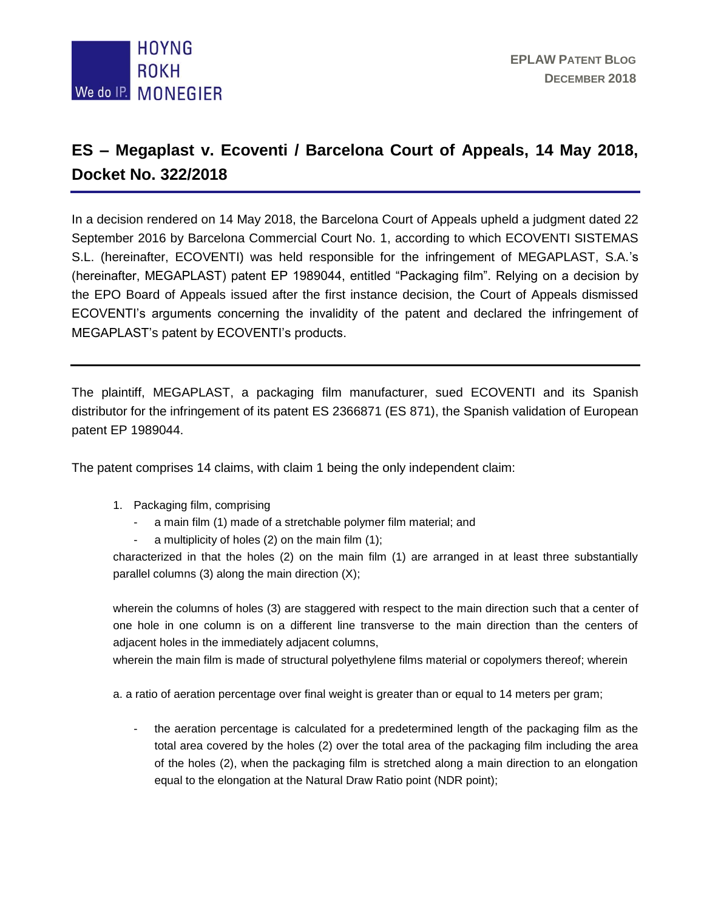# ES – Megaplast v. Ecoventi / Barcelona Court of Appeals, 14 May 2018, Docket No. 322/2018

In a decision rendered on 14 May 2018, the Barcelona Court of Appeals upheld a judgment dated 22 September 2016 by Barcelona Commercial Court No. 1, according to which ECOVENTI SISTEMAS S.L. (hereinafter, ECOVENTI) was held responsible for the infringement of MEGAPLAST, S.A.'s (hereinafter, MEGAPLAST) patent EP 1989044, entitled "Packaging film". Relying on a decision by the EPO Board of Appeals issued after the first instance decision, the Court of Appeals dismissed ECOVENTI's arguments concerning the invalidity of the patent and declared the infringement of MEGAPLAST's patent by ECOVENTI's products.

---

The plaintiff, MEGAPLAST, a packaging film manufacturer, sued ECOVENTI and its Spanish distributor for the infringement of its patent ES 2366871 (ES 871), the Spanish validation of European patent EP 1989044.

The patent comprises 14 claims, with claim 1 being the only independent claim:

1. Packaging film, comprising
   - a main film (1) made of a stretchable polymer film material; and
   - a multiplicity of holes (2) on the main film (1);

   characterized in that the holes (2) on the main film (1) are arranged in at least three substantially parallel columns (3) along the main direction (X);

   wherein the columns of holes (3) are staggered with respect to the main direction such that a center of one hole in one column is on a different line transverse to the main direction than the centers of adjacent holes in the immediately adjacent columns,
   wherein the main film is made of structural polyethylene films material or copolymers thereof; wherein

   a. a ratio of aeration percentage over final weight is greater than or equal to 14 meters per gram;

      - the aeration percentage is calculated for a predetermined length of the packaging film as the total area covered by the holes (2) over the total area of the packaging film including the area of the holes (2), when the packaging film is stretched along a main direction to an elongation equal to the elongation at the Natural Draw Ratio point (NDR point);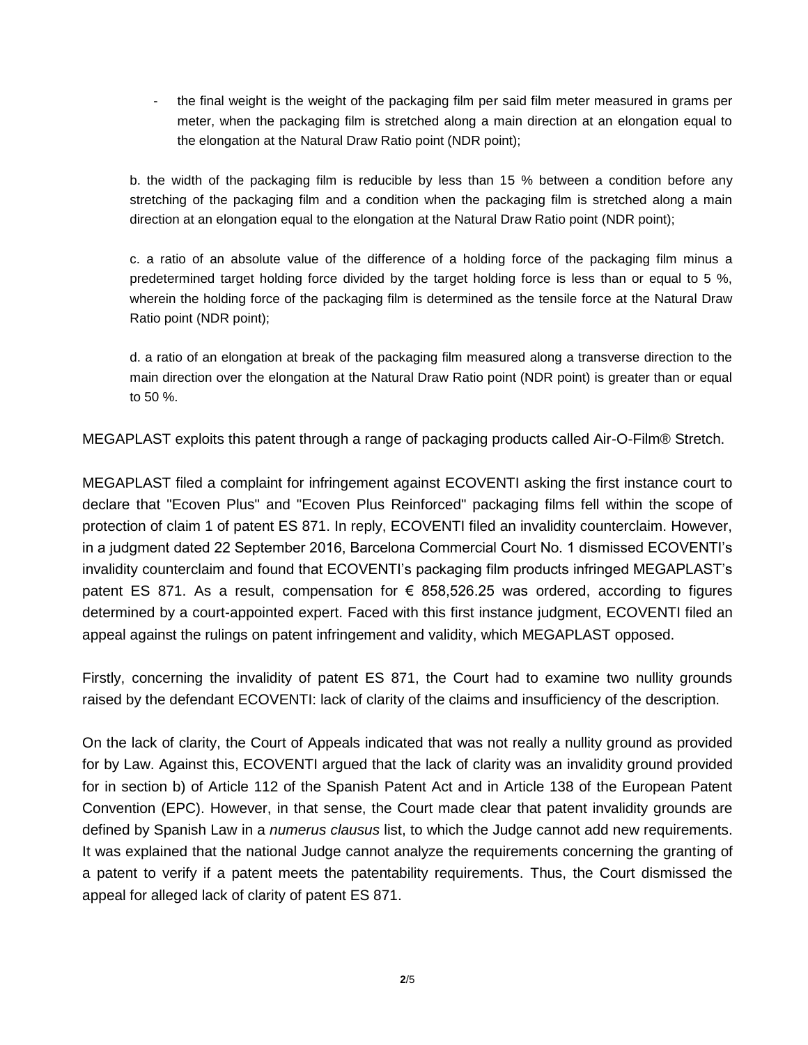- the final weight is the weight of the packaging film per said film meter measured in grams per meter, when the packaging film is stretched along a main direction at an elongation equal to the elongation at the Natural Draw Ratio point (NDR point);

b. the width of the packaging film is reducible by less than 15 % between a condition before any stretching of the packaging film and a condition when the packaging film is stretched along a main direction at an elongation equal to the elongation at the Natural Draw Ratio point (NDR point);

c. a ratio of an absolute value of the difference of a holding force of the packaging film minus a predetermined target holding force divided by the target holding force is less than or equal to 5 %, wherein the holding force of the packaging film is determined as the tensile force at the Natural Draw Ratio point (NDR point);

d. a ratio of an elongation at break of the packaging film measured along a transverse direction to the main direction over the elongation at the Natural Draw Ratio point (NDR point) is greater than or equal to 50 %.

MEGAPLAST exploits this patent through a range of packaging products called Air-O-Film® Stretch.

MEGAPLAST filed a complaint for infringement against ECOVENTI asking the first instance court to declare that "Ecoven Plus" and "Ecoven Plus Reinforced" packaging films fell within the scope of protection of claim 1 of patent ES 871. In reply, ECOVENTI filed an invalidity counterclaim. However, in a judgment dated 22 September 2016, Barcelona Commercial Court No. 1 dismissed ECOVENTI's invalidity counterclaim and found that ECOVENTI's packaging film products infringed MEGAPLAST's patent ES 871. As a result, compensation for € 858,526.25 was ordered, according to figures determined by a court-appointed expert. Faced with this first instance judgment, ECOVENTI filed an appeal against the rulings on patent infringement and validity, which MEGAPLAST opposed.

Firstly, concerning the invalidity of patent ES 871, the Court had to examine two nullity grounds raised by the defendant ECOVENTI: lack of clarity of the claims and insufficiency of the description.

On the lack of clarity, the Court of Appeals indicated that was not really a nullity ground as provided for by Law. Against this, ECOVENTI argued that the lack of clarity was an invalidity ground provided for in section b) of Article 112 of the Spanish Patent Act and in Article 138 of the European Patent Convention (EPC). However, in that sense, the Court made clear that patent invalidity grounds are defined by Spanish Law in a *numerus clausus* list, to which the Judge cannot add new requirements. It was explained that the national Judge cannot analyze the requirements concerning the granting of a patent to verify if a patent meets the patentability requirements. Thus, the Court dismissed the appeal for alleged lack of clarity of patent ES 871.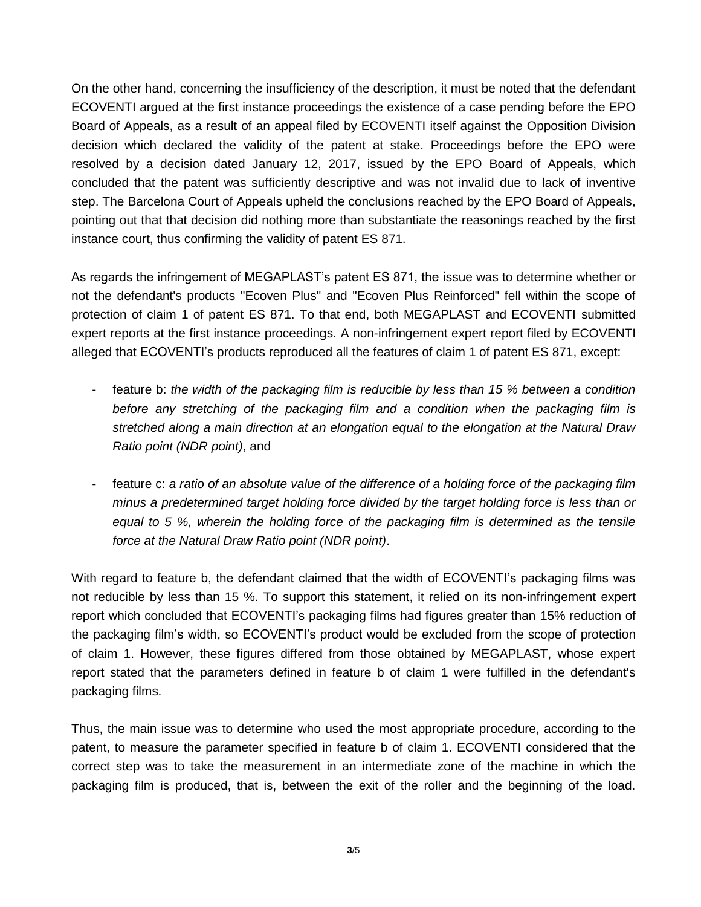On the other hand, concerning the insufficiency of the description, it must be noted that the defendant ECOVENTI argued at the first instance proceedings the existence of a case pending before the EPO Board of Appeals, as a result of an appeal filed by ECOVENTI itself against the Opposition Division decision which declared the validity of the patent at stake. Proceedings before the EPO were resolved by a decision dated January 12, 2017, issued by the EPO Board of Appeals, which concluded that the patent was sufficiently descriptive and was not invalid due to lack of inventive step. The Barcelona Court of Appeals upheld the conclusions reached by the EPO Board of Appeals, pointing out that that decision did nothing more than substantiate the reasonings reached by the first instance court, thus confirming the validity of patent ES 871.

As regards the infringement of MEGAPLAST's patent ES 871, the issue was to determine whether or not the defendant's products "Ecoven Plus" and "Ecoven Plus Reinforced" fell within the scope of protection of claim 1 of patent ES 871. To that end, both MEGAPLAST and ECOVENTI submitted expert reports at the first instance proceedings. A non-infringement expert report filed by ECOVENTI alleged that ECOVENTI's products reproduced all the features of claim 1 of patent ES 871, except:

- feature b: *the width of the packaging film is reducible by less than 15 % between a condition before any stretching of the packaging film and a condition when the packaging film is stretched along a main direction at an elongation equal to the elongation at the Natural Draw Ratio point (NDR point)*, and

- feature c: *a ratio of an absolute value of the difference of a holding force of the packaging film minus a predetermined target holding force divided by the target holding force is less than or equal to 5 %, wherein the holding force of the packaging film is determined as the tensile force at the Natural Draw Ratio point (NDR point)*.

With regard to feature b, the defendant claimed that the width of ECOVENTI's packaging films was not reducible by less than 15 %. To support this statement, it relied on its non-infringement expert report which concluded that ECOVENTI's packaging films had figures greater than 15% reduction of the packaging film's width, so ECOVENTI's product would be excluded from the scope of protection of claim 1. However, these figures differed from those obtained by MEGAPLAST, whose expert report stated that the parameters defined in feature b of claim 1 were fulfilled in the defendant's packaging films.

Thus, the main issue was to determine who used the most appropriate procedure, according to the patent, to measure the parameter specified in feature b of claim 1. ECOVENTI considered that the correct step was to take the measurement in an intermediate zone of the machine in which the packaging film is produced, that is, between the exit of the roller and the beginning of the load.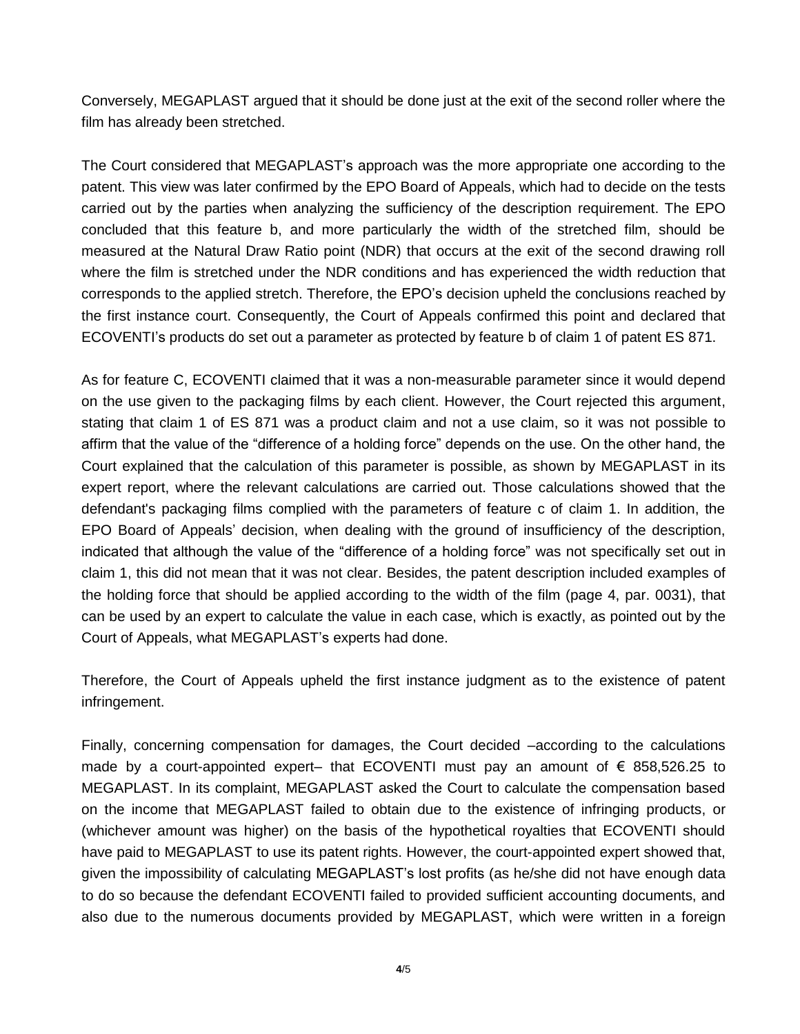Conversely, MEGAPLAST argued that it should be done just at the exit of the second roller where the film has already been stretched.

The Court considered that MEGAPLAST's approach was the more appropriate one according to the patent. This view was later confirmed by the EPO Board of Appeals, which had to decide on the tests carried out by the parties when analyzing the sufficiency of the description requirement. The EPO concluded that this feature b, and more particularly the width of the stretched film, should be measured at the Natural Draw Ratio point (NDR) that occurs at the exit of the second drawing roll where the film is stretched under the NDR conditions and has experienced the width reduction that corresponds to the applied stretch. Therefore, the EPO's decision upheld the conclusions reached by the first instance court. Consequently, the Court of Appeals confirmed this point and declared that ECOVENTI's products do set out a parameter as protected by feature b of claim 1 of patent ES 871.

As for feature C, ECOVENTI claimed that it was a non-measurable parameter since it would depend on the use given to the packaging films by each client. However, the Court rejected this argument, stating that claim 1 of ES 871 was a product claim and not a use claim, so it was not possible to affirm that the value of the "difference of a holding force" depends on the use. On the other hand, the Court explained that the calculation of this parameter is possible, as shown by MEGAPLAST in its expert report, where the relevant calculations are carried out. Those calculations showed that the defendant's packaging films complied with the parameters of feature c of claim 1. In addition, the EPO Board of Appeals' decision, when dealing with the ground of insufficiency of the description, indicated that although the value of the "difference of a holding force" was not specifically set out in claim 1, this did not mean that it was not clear. Besides, the patent description included examples of the holding force that should be applied according to the width of the film (page 4, par. 0031), that can be used by an expert to calculate the value in each case, which is exactly, as pointed out by the Court of Appeals, what MEGAPLAST's experts had done.

Therefore, the Court of Appeals upheld the first instance judgment as to the existence of patent infringement.

Finally, concerning compensation for damages, the Court decided –according to the calculations made by a court-appointed expert– that ECOVENTI must pay an amount of € 858,526.25 to MEGAPLAST. In its complaint, MEGAPLAST asked the Court to calculate the compensation based on the income that MEGAPLAST failed to obtain due to the existence of infringing products, or (whichever amount was higher) on the basis of the hypothetical royalties that ECOVENTI should have paid to MEGAPLAST to use its patent rights. However, the court-appointed expert showed that, given the impossibility of calculating MEGAPLAST's lost profits (as he/she did not have enough data to do so because the defendant ECOVENTI failed to provided sufficient accounting documents, and also due to the numerous documents provided by MEGAPLAST, which were written in a foreign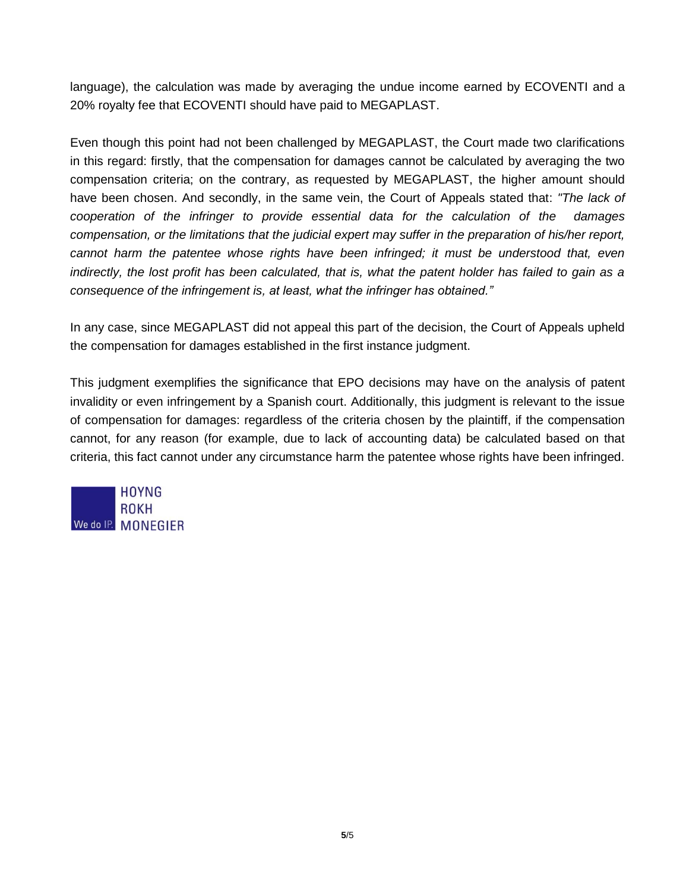language), the calculation was made by averaging the undue income earned by ECOVENTI and a 20% royalty fee that ECOVENTI should have paid to MEGAPLAST.

Even though this point had not been challenged by MEGAPLAST, the Court made two clarifications in this regard: firstly, that the compensation for damages cannot be calculated by averaging the two compensation criteria; on the contrary, as requested by MEGAPLAST, the higher amount should have been chosen. And secondly, in the same vein, the Court of Appeals stated that: *"The lack of cooperation of the infringer to provide essential data for the calculation of the damages compensation, or the limitations that the judicial expert may suffer in the preparation of his/her report, cannot harm the patentee whose rights have been infringed; it must be understood that, even indirectly, the lost profit has been calculated, that is, what the patent holder has failed to gain as a consequence of the infringement is, at least, what the infringer has obtained."*

In any case, since MEGAPLAST did not appeal this part of the decision, the Court of Appeals upheld the compensation for damages established in the first instance judgment.

This judgment exemplifies the significance that EPO decisions may have on the analysis of patent invalidity or even infringement by a Spanish court. Additionally, this judgment is relevant to the issue of compensation for damages: regardless of the criteria chosen by the plaintiff, if the compensation cannot, for any reason (for example, due to lack of accounting data) be calculated based on that criteria, this fact cannot under any circumstance harm the patentee whose rights have been infringed.

We do IP. HOYNG ROKH MONEGIER